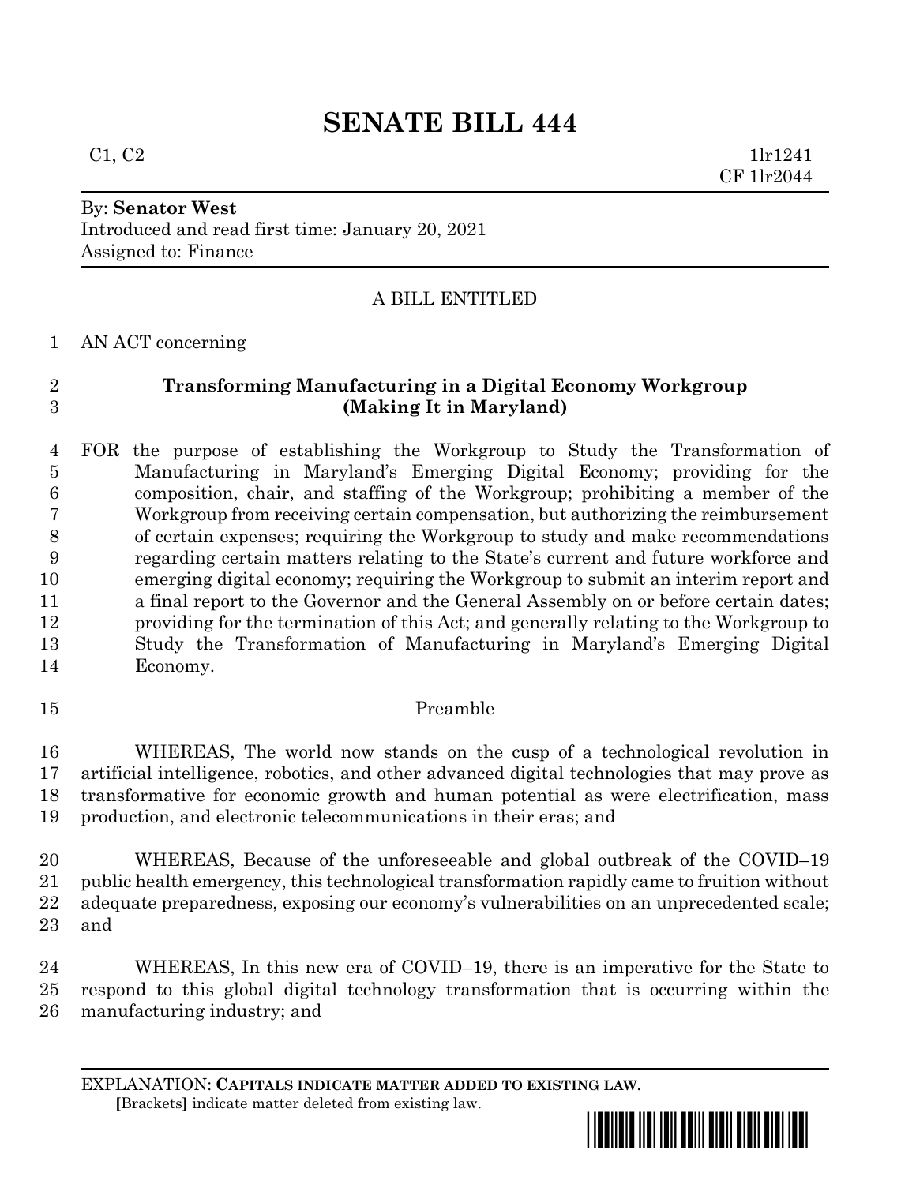# SENATE BILL 444

C1, C2 1lr1241
CF 1lr2044

By: **Senator West**
Introduced and read first time: January 20, 2021
Assigned to: Finance

A BILL ENTITLED

AN ACT concerning

**Transforming Manufacturing in a Digital Economy Workgroup (Making It in Maryland)**

FOR the purpose of establishing the Workgroup to Study the Transformation of Manufacturing in Maryland's Emerging Digital Economy; providing for the composition, chair, and staffing of the Workgroup; prohibiting a member of the Workgroup from receiving certain compensation, but authorizing the reimbursement of certain expenses; requiring the Workgroup to study and make recommendations regarding certain matters relating to the State's current and future workforce and emerging digital economy; requiring the Workgroup to submit an interim report and a final report to the Governor and the General Assembly on or before certain dates; providing for the termination of this Act; and generally relating to the Workgroup to Study the Transformation of Manufacturing in Maryland's Emerging Digital Economy.

Preamble

WHEREAS, The world now stands on the cusp of a technological revolution in artificial intelligence, robotics, and other advanced digital technologies that may prove as transformative for economic growth and human potential as were electrification, mass production, and electronic telecommunications in their eras; and

WHEREAS, Because of the unforeseeable and global outbreak of the COVID–19 public health emergency, this technological transformation rapidly came to fruition without adequate preparedness, exposing our economy's vulnerabilities on an unprecedented scale; and

WHEREAS, In this new era of COVID–19, there is an imperative for the State to respond to this global digital technology transformation that is occurring within the manufacturing industry; and

EXPLANATION: **CAPITALS INDICATE MATTER ADDED TO EXISTING LAW.**
**[**Brackets**]** indicate matter deleted from existing law.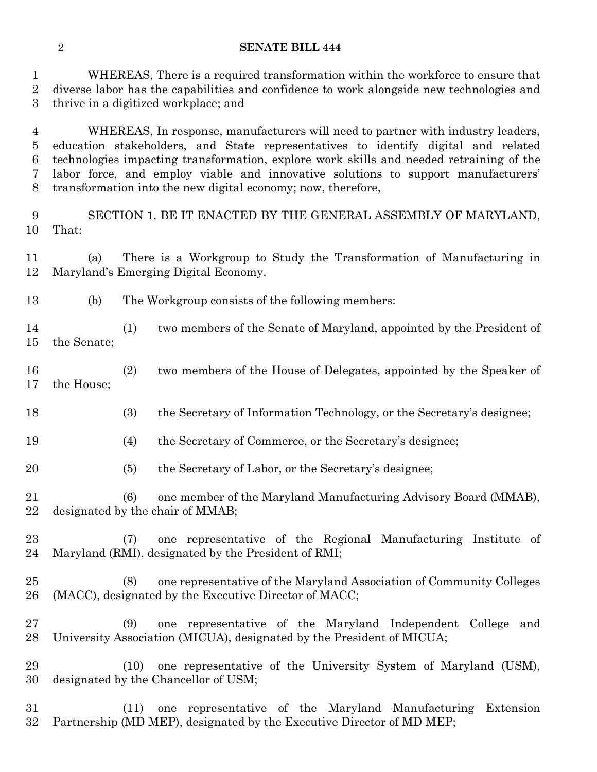WHEREAS, There is a required transformation within the workforce to ensure that diverse labor has the capabilities and confidence to work alongside new technologies and thrive in a digitized workplace; and

WHEREAS, In response, manufacturers will need to partner with industry leaders, education stakeholders, and State representatives to identify digital and related technologies impacting transformation, explore work skills and needed retraining of the labor force, and employ viable and innovative solutions to support manufacturers' transformation into the new digital economy; now, therefore,

SECTION 1. BE IT ENACTED BY THE GENERAL ASSEMBLY OF MARYLAND, That:

(a) There is a Workgroup to Study the Transformation of Manufacturing in Maryland's Emerging Digital Economy.

(b) The Workgroup consists of the following members:

(1) two members of the Senate of Maryland, appointed by the President of the Senate;

(2) two members of the House of Delegates, appointed by the Speaker of the House;

(3) the Secretary of Information Technology, or the Secretary's designee;

(4) the Secretary of Commerce, or the Secretary's designee;

(5) the Secretary of Labor, or the Secretary's designee;

(6) one member of the Maryland Manufacturing Advisory Board (MMAB), designated by the chair of MMAB;

(7) one representative of the Regional Manufacturing Institute of Maryland (RMI), designated by the President of RMI;

(8) one representative of the Maryland Association of Community Colleges (MACC), designated by the Executive Director of MACC;

(9) one representative of the Maryland Independent College and University Association (MICUA), designated by the President of MICUA;

(10) one representative of the University System of Maryland (USM), designated by the Chancellor of USM;

(11) one representative of the Maryland Manufacturing Extension Partnership (MD MEP), designated by the Executive Director of MD MEP;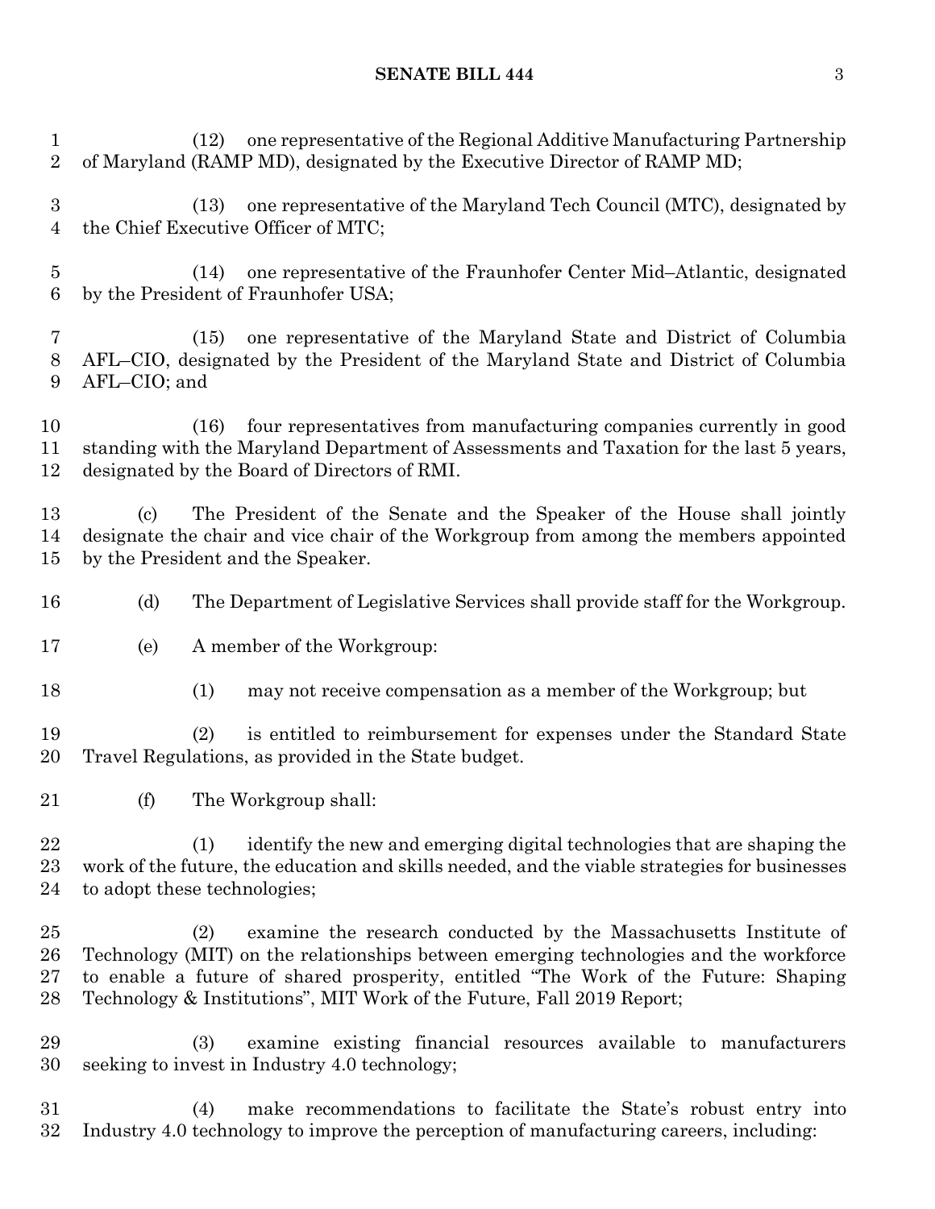(12) one representative of the Regional Additive Manufacturing Partnership of Maryland (RAMP MD), designated by the Executive Director of RAMP MD;

(13) one representative of the Maryland Tech Council (MTC), designated by the Chief Executive Officer of MTC;

(14) one representative of the Fraunhofer Center Mid–Atlantic, designated by the President of Fraunhofer USA;

(15) one representative of the Maryland State and District of Columbia AFL–CIO, designated by the President of the Maryland State and District of Columbia AFL–CIO; and

(16) four representatives from manufacturing companies currently in good standing with the Maryland Department of Assessments and Taxation for the last 5 years, designated by the Board of Directors of RMI.

(c) The President of the Senate and the Speaker of the House shall jointly designate the chair and vice chair of the Workgroup from among the members appointed by the President and the Speaker.

(d) The Department of Legislative Services shall provide staff for the Workgroup.

(e) A member of the Workgroup:

(1) may not receive compensation as a member of the Workgroup; but

(2) is entitled to reimbursement for expenses under the Standard State Travel Regulations, as provided in the State budget.

(f) The Workgroup shall:

(1) identify the new and emerging digital technologies that are shaping the work of the future, the education and skills needed, and the viable strategies for businesses to adopt these technologies;

(2) examine the research conducted by the Massachusetts Institute of Technology (MIT) on the relationships between emerging technologies and the workforce to enable a future of shared prosperity, entitled "The Work of the Future: Shaping Technology & Institutions", MIT Work of the Future, Fall 2019 Report;

(3) examine existing financial resources available to manufacturers seeking to invest in Industry 4.0 technology;

(4) make recommendations to facilitate the State's robust entry into Industry 4.0 technology to improve the perception of manufacturing careers, including: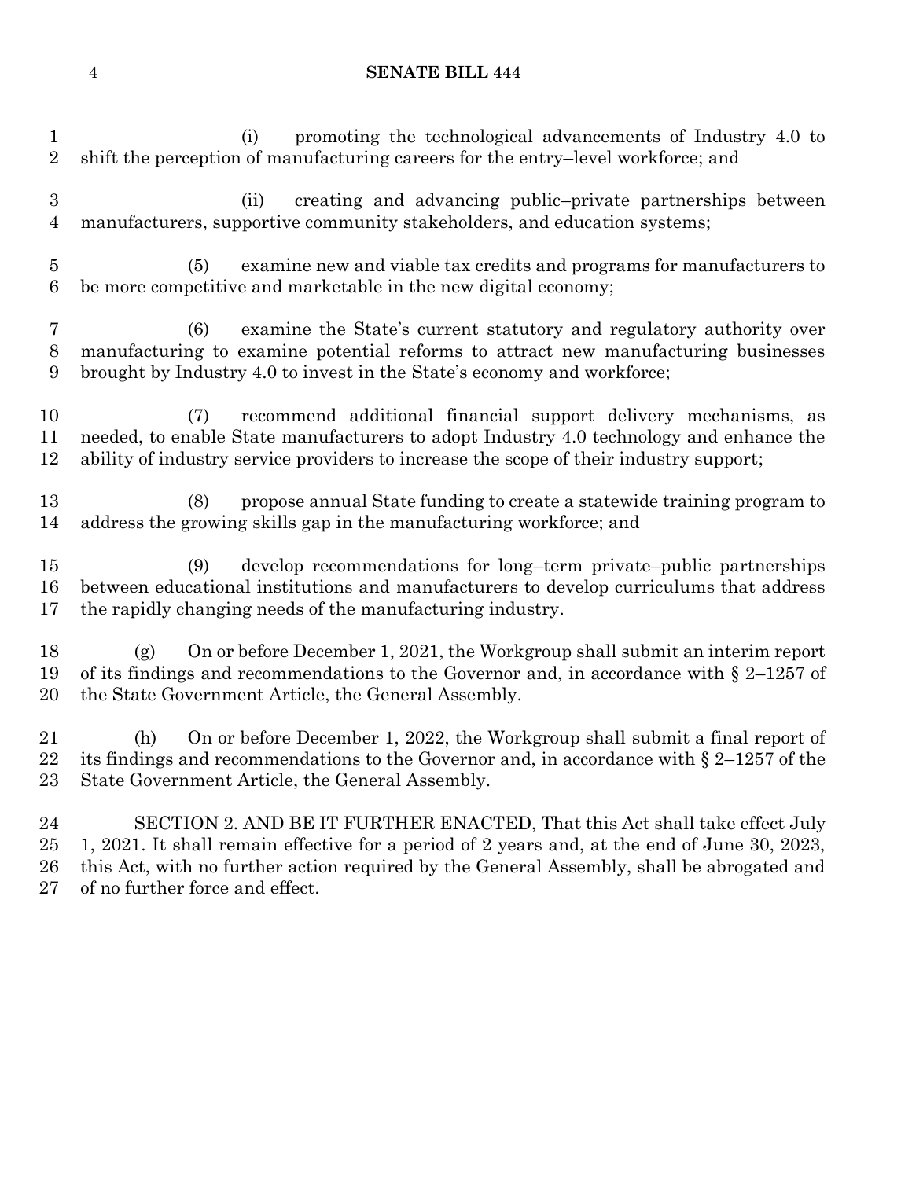(i) promoting the technological advancements of Industry 4.0 to shift the perception of manufacturing careers for the entry–level workforce; and

(ii) creating and advancing public–private partnerships between manufacturers, supportive community stakeholders, and education systems;

(5) examine new and viable tax credits and programs for manufacturers to be more competitive and marketable in the new digital economy;

(6) examine the State's current statutory and regulatory authority over manufacturing to examine potential reforms to attract new manufacturing businesses brought by Industry 4.0 to invest in the State's economy and workforce;

(7) recommend additional financial support delivery mechanisms, as needed, to enable State manufacturers to adopt Industry 4.0 technology and enhance the ability of industry service providers to increase the scope of their industry support;

(8) propose annual State funding to create a statewide training program to address the growing skills gap in the manufacturing workforce; and

(9) develop recommendations for long–term private–public partnerships between educational institutions and manufacturers to develop curriculums that address the rapidly changing needs of the manufacturing industry.

(g) On or before December 1, 2021, the Workgroup shall submit an interim report of its findings and recommendations to the Governor and, in accordance with § 2–1257 of the State Government Article, the General Assembly.

(h) On or before December 1, 2022, the Workgroup shall submit a final report of its findings and recommendations to the Governor and, in accordance with § 2–1257 of the State Government Article, the General Assembly.

SECTION 2. AND BE IT FURTHER ENACTED, That this Act shall take effect July 1, 2021. It shall remain effective for a period of 2 years and, at the end of June 30, 2023, this Act, with no further action required by the General Assembly, shall be abrogated and of no further force and effect.